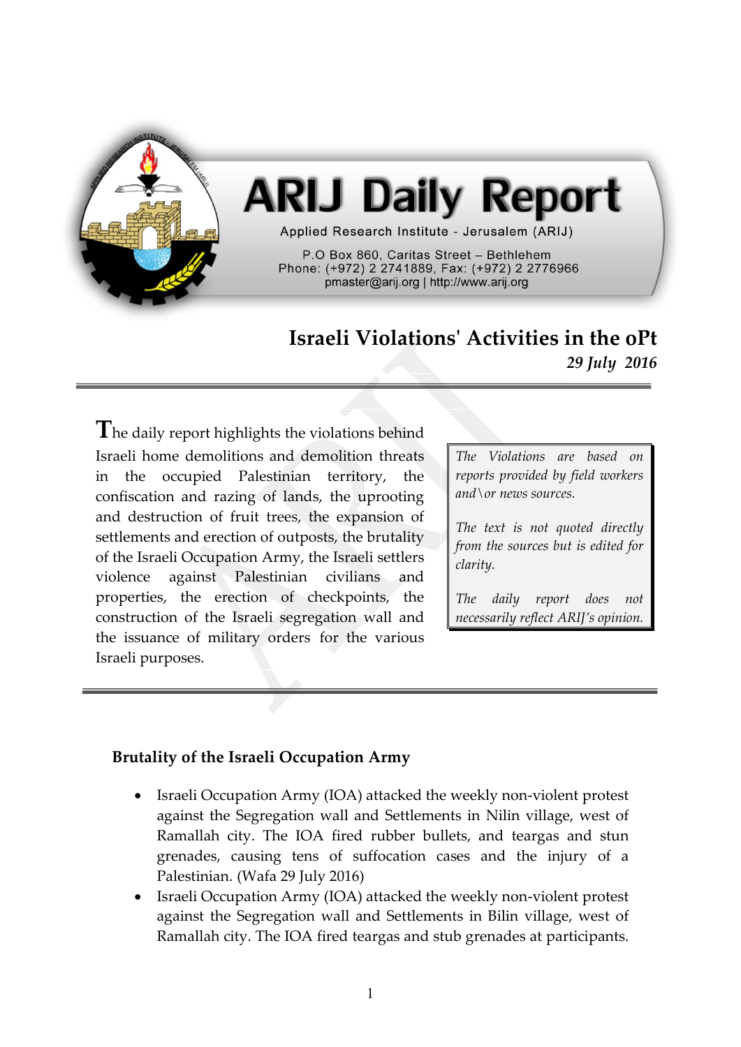# ARIJ Daily Report

Applied Research Institute - Jerusalem (ARIJ)

P.O Box 860, Caritas Street – Bethlehem
Phone: (+972) 2 2741889, Fax: (+972) 2 2776966
pmaster@arij.org | http://www.arij.org

## Israeli Violations' Activities in the oPt

*29 July 2016*

---

The daily report highlights the violations behind Israeli home demolitions and demolition threats in the occupied Palestinian territory, the confiscation and razing of lands, the uprooting and destruction of fruit trees, the expansion of settlements and erection of outposts, the brutality of the Israeli Occupation Army, the Israeli settlers violence against Palestinian civilians and properties, the erection of checkpoints, the construction of the Israeli segregation wall and the issuance of military orders for the various Israeli purposes.

*The Violations are based on reports provided by field workers and\or news sources.*

*The text is not quoted directly from the sources but is edited for clarity.*

*The daily report does not necessarily reflect ARIJ's opinion.*

---

### Brutality of the Israeli Occupation Army

- Israeli Occupation Army (IOA) attacked the weekly non-violent protest against the Segregation wall and Settlements in Nilin village, west of Ramallah city. The IOA fired rubber bullets, and teargas and stun grenades, causing tens of suffocation cases and the injury of a Palestinian. (Wafa 29 July 2016)
- Israeli Occupation Army (IOA) attacked the weekly non-violent protest against the Segregation wall and Settlements in Bilin village, west of Ramallah city. The IOA fired teargas and stub grenades at participants.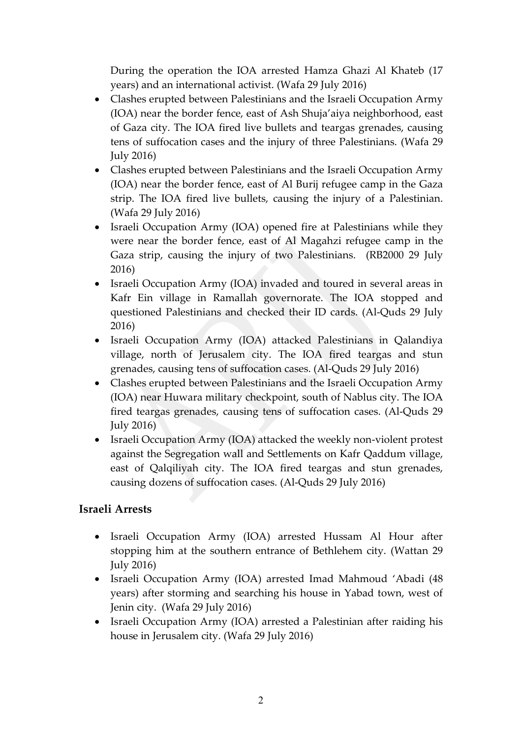During the operation the IOA arrested Hamza Ghazi Al Khateb (17 years) and an international activist. (Wafa 29 July 2016)

- Clashes erupted between Palestinians and the Israeli Occupation Army (IOA) near the border fence, east of Ash Shuja'aiya neighborhood, east of Gaza city. The IOA fired live bullets and teargas grenades, causing tens of suffocation cases and the injury of three Palestinians. (Wafa 29 July 2016)
- Clashes erupted between Palestinians and the Israeli Occupation Army (IOA) near the border fence, east of Al Burij refugee camp in the Gaza strip. The IOA fired live bullets, causing the injury of a Palestinian. (Wafa 29 July 2016)
- Israeli Occupation Army (IOA) opened fire at Palestinians while they were near the border fence, east of Al Magahzi refugee camp in the Gaza strip, causing the injury of two Palestinians. (RB2000 29 July 2016)
- Israeli Occupation Army (IOA) invaded and toured in several areas in Kafr Ein village in Ramallah governorate. The IOA stopped and questioned Palestinians and checked their ID cards. (Al-Quds 29 July 2016)
- Israeli Occupation Army (IOA) attacked Palestinians in Qalandiya village, north of Jerusalem city. The IOA fired teargas and stun grenades, causing tens of suffocation cases. (Al-Quds 29 July 2016)
- Clashes erupted between Palestinians and the Israeli Occupation Army (IOA) near Huwara military checkpoint, south of Nablus city. The IOA fired teargas grenades, causing tens of suffocation cases. (Al-Quds 29 July 2016)
- Israeli Occupation Army (IOA) attacked the weekly non-violent protest against the Segregation wall and Settlements on Kafr Qaddum village, east of Qalqiliyah city. The IOA fired teargas and stun grenades, causing dozens of suffocation cases. (Al-Quds 29 July 2016)

## Israeli Arrests

- Israeli Occupation Army (IOA) arrested Hussam Al Hour after stopping him at the southern entrance of Bethlehem city. (Wattan 29 July 2016)
- Israeli Occupation Army (IOA) arrested Imad Mahmoud 'Abadi (48 years) after storming and searching his house in Yabad town, west of Jenin city. (Wafa 29 July 2016)
- Israeli Occupation Army (IOA) arrested a Palestinian after raiding his house in Jerusalem city. (Wafa 29 July 2016)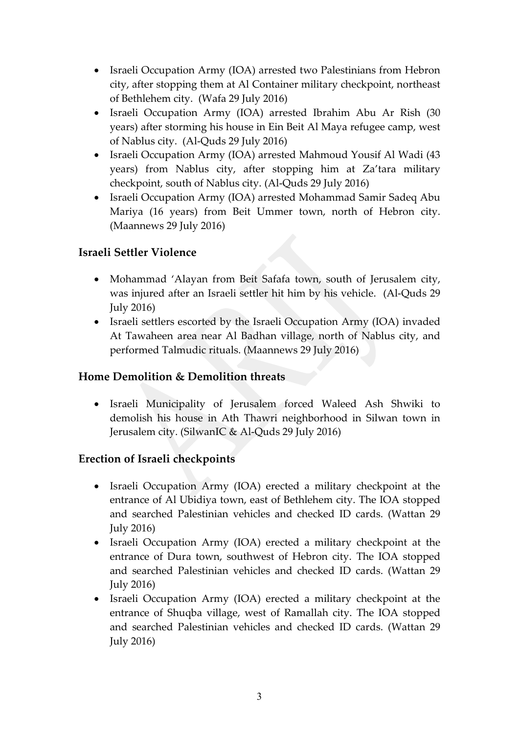- Israeli Occupation Army (IOA) arrested two Palestinians from Hebron city, after stopping them at Al Container military checkpoint, northeast of Bethlehem city. (Wafa 29 July 2016)
- Israeli Occupation Army (IOA) arrested Ibrahim Abu Ar Rish (30 years) after storming his house in Ein Beit Al Maya refugee camp, west of Nablus city. (Al-Quds 29 July 2016)
- Israeli Occupation Army (IOA) arrested Mahmoud Yousif Al Wadi (43 years) from Nablus city, after stopping him at Za'tara military checkpoint, south of Nablus city. (Al-Quds 29 July 2016)
- Israeli Occupation Army (IOA) arrested Mohammad Samir Sadeq Abu Mariya (16 years) from Beit Ummer town, north of Hebron city. (Maannews 29 July 2016)

### Israeli Settler Violence

- Mohammad 'Alayan from Beit Safafa town, south of Jerusalem city, was injured after an Israeli settler hit him by his vehicle. (Al-Quds 29 July 2016)
- Israeli settlers escorted by the Israeli Occupation Army (IOA) invaded At Tawaheen area near Al Badhan village, north of Nablus city, and performed Talmudic rituals. (Maannews 29 July 2016)

### Home Demolition & Demolition threats

- Israeli Municipality of Jerusalem forced Waleed Ash Shwiki to demolish his house in Ath Thawri neighborhood in Silwan town in Jerusalem city. (SilwanIC & Al-Quds 29 July 2016)

### Erection of Israeli checkpoints

- Israeli Occupation Army (IOA) erected a military checkpoint at the entrance of Al Ubidiya town, east of Bethlehem city. The IOA stopped and searched Palestinian vehicles and checked ID cards. (Wattan 29 July 2016)
- Israeli Occupation Army (IOA) erected a military checkpoint at the entrance of Dura town, southwest of Hebron city. The IOA stopped and searched Palestinian vehicles and checked ID cards. (Wattan 29 July 2016)
- Israeli Occupation Army (IOA) erected a military checkpoint at the entrance of Shuqba village, west of Ramallah city. The IOA stopped and searched Palestinian vehicles and checked ID cards. (Wattan 29 July 2016)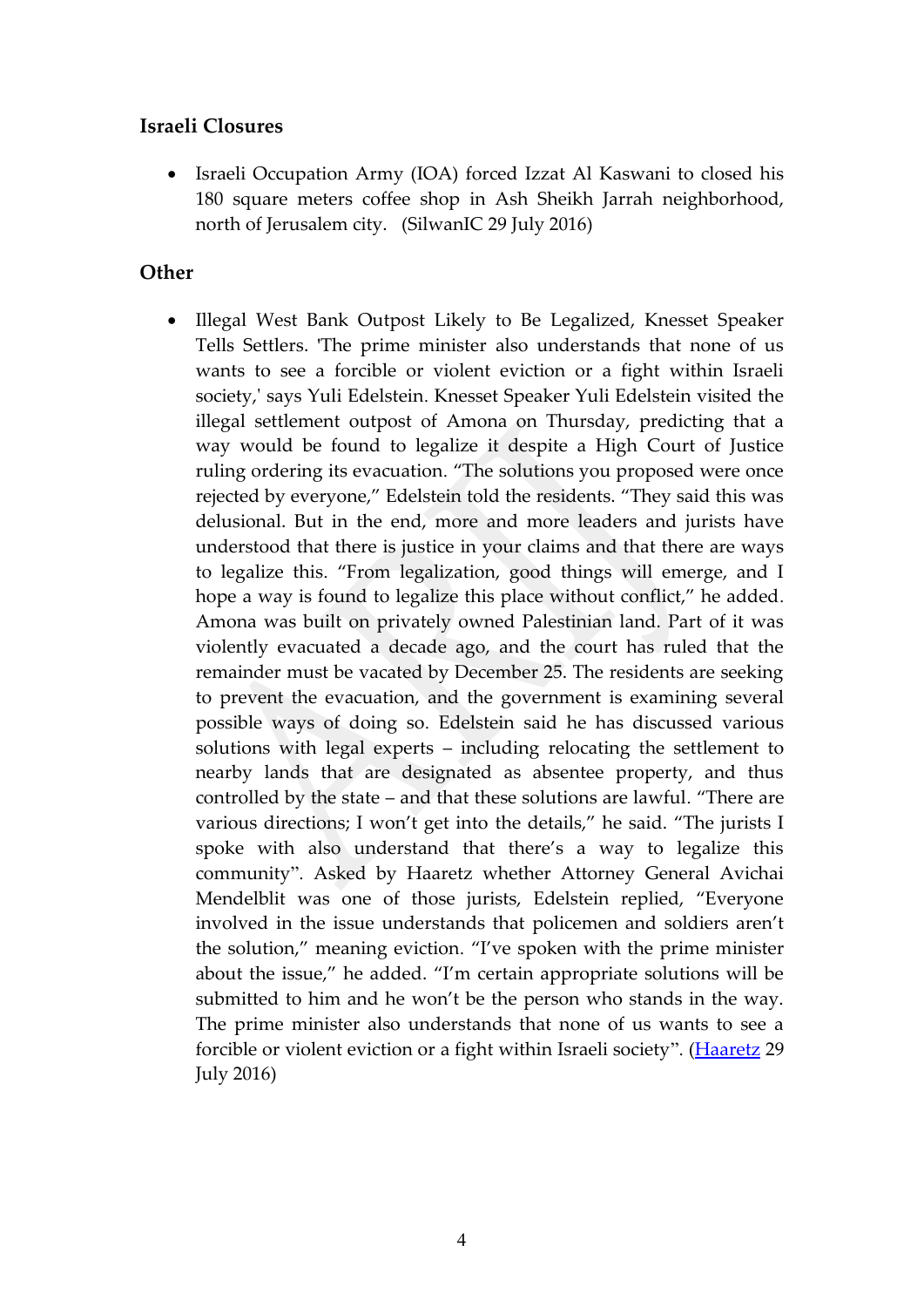### Israeli Closures

- Israeli Occupation Army (IOA) forced Izzat Al Kaswani to closed his 180 square meters coffee shop in Ash Sheikh Jarrah neighborhood, north of Jerusalem city. (SilwanIC 29 July 2016)

### Other

- Illegal West Bank Outpost Likely to Be Legalized, Knesset Speaker Tells Settlers. 'The prime minister also understands that none of us wants to see a forcible or violent eviction or a fight within Israeli society,' says Yuli Edelstein. Knesset Speaker Yuli Edelstein visited the illegal settlement outpost of Amona on Thursday, predicting that a way would be found to legalize it despite a High Court of Justice ruling ordering its evacuation. "The solutions you proposed were once rejected by everyone," Edelstein told the residents. "They said this was delusional. But in the end, more and more leaders and jurists have understood that there is justice in your claims and that there are ways to legalize this. "From legalization, good things will emerge, and I hope a way is found to legalize this place without conflict," he added. Amona was built on privately owned Palestinian land. Part of it was violently evacuated a decade ago, and the court has ruled that the remainder must be vacated by December 25. The residents are seeking to prevent the evacuation, and the government is examining several possible ways of doing so. Edelstein said he has discussed various solutions with legal experts – including relocating the settlement to nearby lands that are designated as absentee property, and thus controlled by the state – and that these solutions are lawful. "There are various directions; I won't get into the details," he said. "The jurists I spoke with also understand that there's a way to legalize this community". Asked by Haaretz whether Attorney General Avichai Mendelblit was one of those jurists, Edelstein replied, "Everyone involved in the issue understands that policemen and soldiers aren't the solution," meaning eviction. "I've spoken with the prime minister about the issue," he added. "I'm certain appropriate solutions will be submitted to him and he won't be the person who stands in the way. The prime minister also understands that none of us wants to see a forcible or violent eviction or a fight within Israeli society". (Haaretz 29 July 2016)